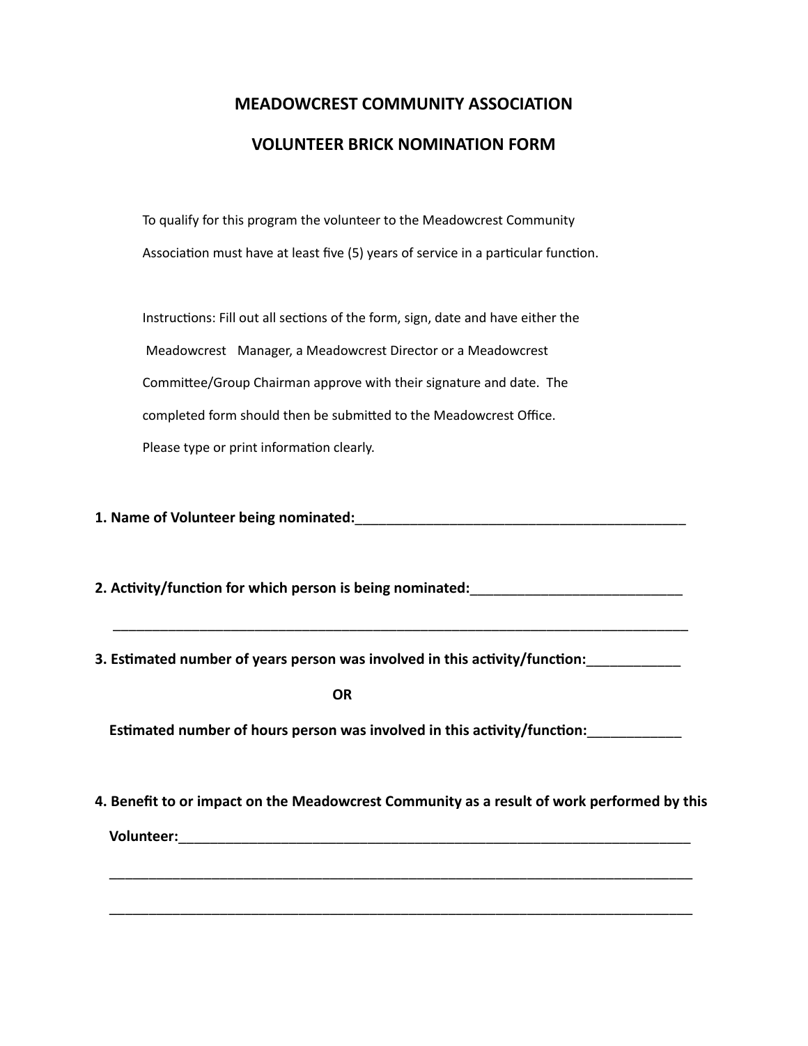## MEADOWCREST COMMUNITY ASSOCIATION

## VOLUNTEER BRICK NOMINATION FORM

To qualify for this program the volunteer to the Meadowcrest Community Association must have at least five (5) years of service in a particular function.

Instructions: Fill out all sections of the form, sign, date and have either the Meadowcrest Manager, a Meadowcrest Director or a Meadowcrest Committee/Group Chairman approve with their signature and date. The completed form should then be submitted to the Meadowcrest Office. Please type or print information clearly.

**1. Name of Volunteer being nominated:**_____________________________________________

**2. Activity/function for which person is being nominated:**___________________________

_______________________________________________________________________________

**3. Estimated number of years person was involved in this activity/function:**____________

**OR**

**Estimated number of hours person was involved in this activity/function:**____________

**4. Benefit to or impact on the Meadowcrest Community as a result of work performed by this Volunteer:**_____________________________________________________________________

_______________________________________________________________________________

_______________________________________________________________________________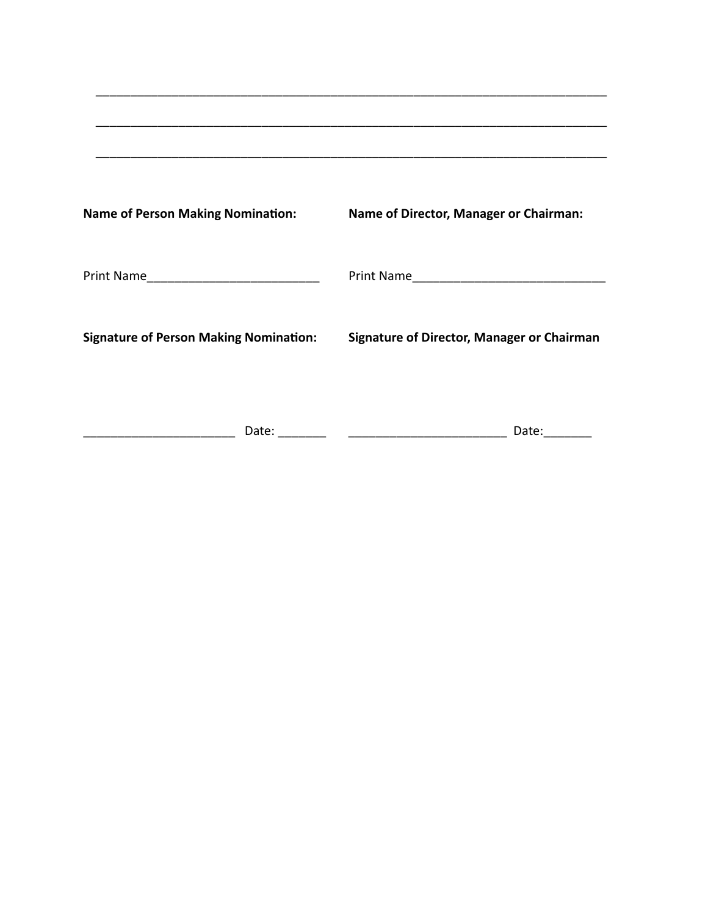_______________________________________________________________________________

_______________________________________________________________________________

_______________________________________________________________________________

**Name of Person Making Nomination:**

Print Name_________________________

**Signature of Person Making Nomination:**

_______________________ Date: _______

**Name of Director, Manager or Chairman:**

Print Name____________________________

**Signature of Director, Manager or Chairman**

_______________________ Date:_______